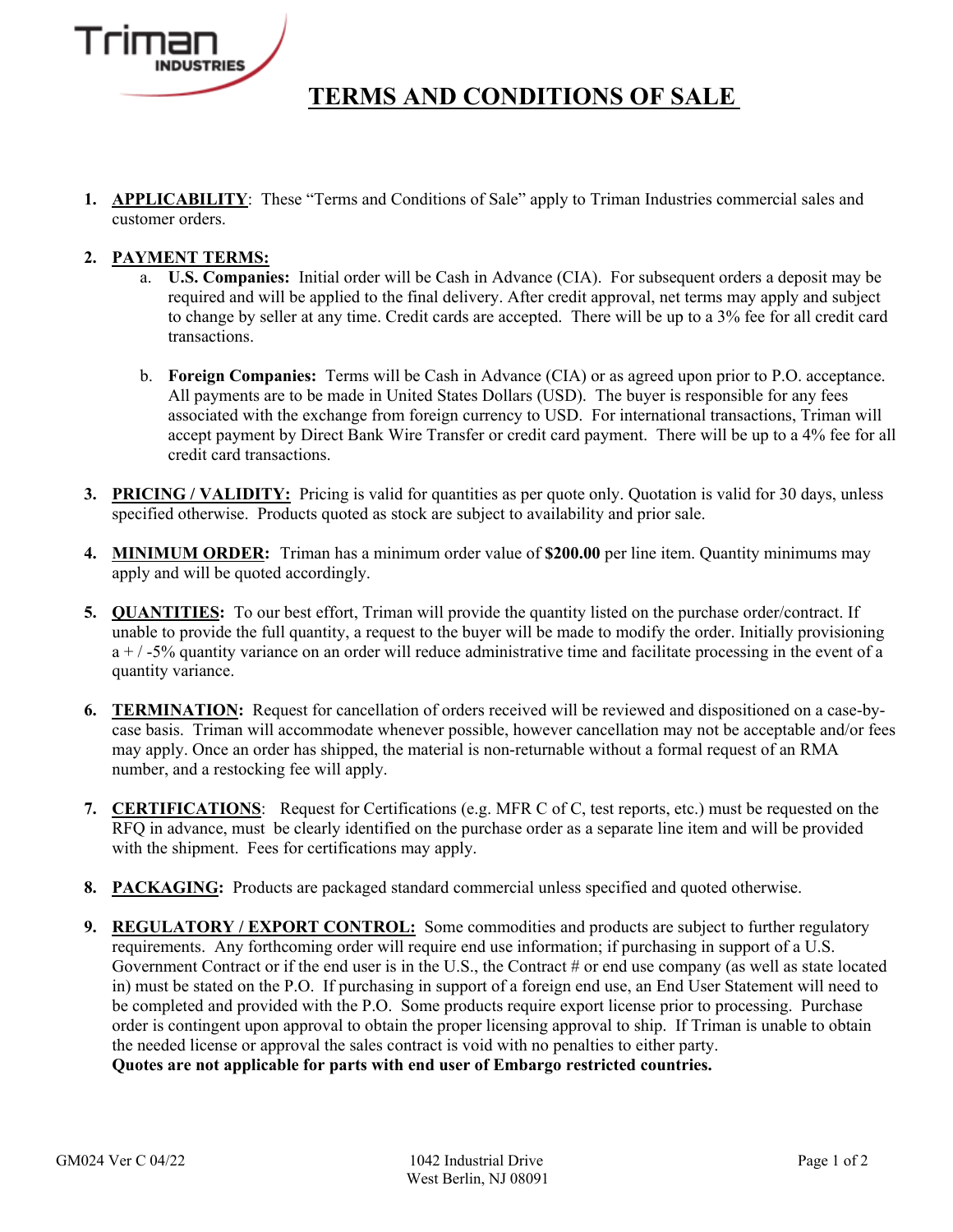Triman INDUSTRIES

# TERMS AND CONDITIONS OF SALE

1. **APPLICABILITY**: These "Terms and Conditions of Sale" apply to Triman Industries commercial sales and customer orders.

2. **PAYMENT TERMS:**
   a. **U.S. Companies:** Initial order will be Cash in Advance (CIA). For subsequent orders a deposit may be required and will be applied to the final delivery. After credit approval, net terms may apply and subject to change by seller at any time. Credit cards are accepted. There will be up to a 3% fee for all credit card transactions.

   b. **Foreign Companies:** Terms will be Cash in Advance (CIA) or as agreed upon prior to P.O. acceptance. All payments are to be made in United States Dollars (USD). The buyer is responsible for any fees associated with the exchange from foreign currency to USD. For international transactions, Triman will accept payment by Direct Bank Wire Transfer or credit card payment. There will be up to a 4% fee for all credit card transactions.

3. **PRICING / VALIDITY:** Pricing is valid for quantities as per quote only. Quotation is valid for 30 days, unless specified otherwise. Products quoted as stock are subject to availability and prior sale.

4. **MINIMUM ORDER:** Triman has a minimum order value of **$200.00** per line item. Quantity minimums may apply and will be quoted accordingly.

5. **QUANTITIES:** To our best effort, Triman will provide the quantity listed on the purchase order/contract. If unable to provide the full quantity, a request to the buyer will be made to modify the order. Initially provisioning a + / -5% quantity variance on an order will reduce administrative time and facilitate processing in the event of a quantity variance.

6. **TERMINATION:** Request for cancellation of orders received will be reviewed and dispositioned on a case-by-case basis. Triman will accommodate whenever possible, however cancellation may not be acceptable and/or fees may apply. Once an order has shipped, the material is non-returnable without a formal request of an RMA number, and a restocking fee will apply.

7. **CERTIFICATIONS**: Request for Certifications (e.g. MFR C of C, test reports, etc.) must be requested on the RFQ in advance, must be clearly identified on the purchase order as a separate line item and will be provided with the shipment. Fees for certifications may apply.

8. **PACKAGING:** Products are packaged standard commercial unless specified and quoted otherwise.

9. **REGULATORY / EXPORT CONTROL:** Some commodities and products are subject to further regulatory requirements. Any forthcoming order will require end use information; if purchasing in support of a U.S. Government Contract or if the end user is in the U.S., the Contract # or end use company (as well as state located in) must be stated on the P.O. If purchasing in support of a foreign end use, an End User Statement will need to be completed and provided with the P.O. Some products require export license prior to processing. Purchase order is contingent upon approval to obtain the proper licensing approval to ship. If Triman is unable to obtain the needed license or approval the sales contract is void with no penalties to either party.
   **Quotes are not applicable for parts with end user of Embargo restricted countries.**

GM024 Ver C 04/22

1042 Industrial Drive
West Berlin, NJ 08091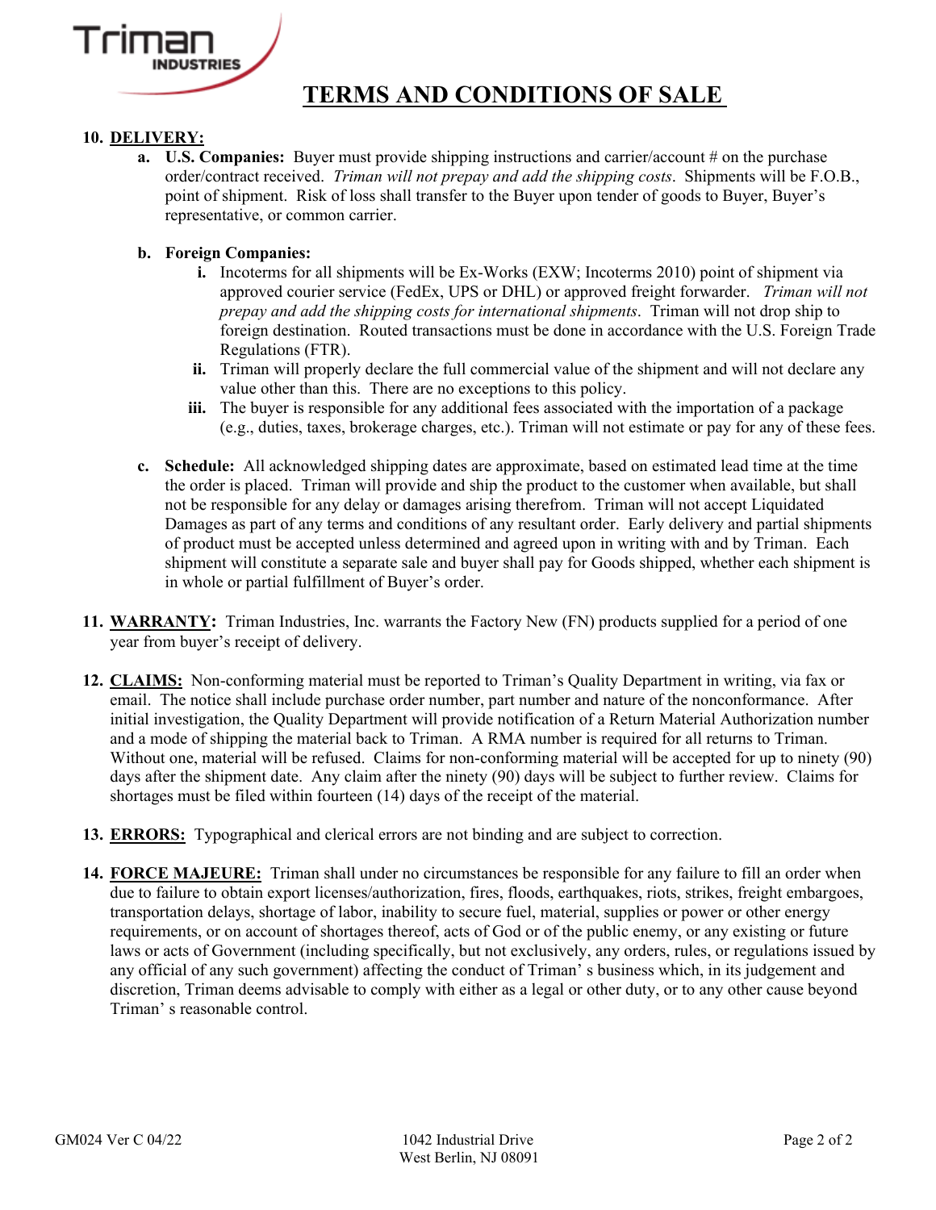# TERMS AND CONDITIONS OF SALE

10. **DELIVERY:**
    a. **U.S. Companies:** Buyer must provide shipping instructions and carrier/account # on the purchase order/contract received. *Triman will not prepay and add the shipping costs*. Shipments will be F.O.B., point of shipment. Risk of loss shall transfer to the Buyer upon tender of goods to Buyer, Buyer's representative, or common carrier.

    b. **Foreign Companies:**
       i. Incoterms for all shipments will be Ex-Works (EXW; Incoterms 2010) point of shipment via approved courier service (FedEx, UPS or DHL) or approved freight forwarder. *Triman will not prepay and add the shipping costs for international shipments*. Triman will not drop ship to foreign destination. Routed transactions must be done in accordance with the U.S. Foreign Trade Regulations (FTR).
       ii. Triman will properly declare the full commercial value of the shipment and will not declare any value other than this. There are no exceptions to this policy.
       iii. The buyer is responsible for any additional fees associated with the importation of a package (e.g., duties, taxes, brokerage charges, etc.). Triman will not estimate or pay for any of these fees.

    c. **Schedule:** All acknowledged shipping dates are approximate, based on estimated lead time at the time the order is placed. Triman will provide and ship the product to the customer when available, but shall not be responsible for any delay or damages arising therefrom. Triman will not accept Liquidated Damages as part of any terms and conditions of any resultant order. Early delivery and partial shipments of product must be accepted unless determined and agreed upon in writing with and by Triman. Each shipment will constitute a separate sale and buyer shall pay for Goods shipped, whether each shipment is in whole or partial fulfillment of Buyer's order.

11. **WARRANTY:** Triman Industries, Inc. warrants the Factory New (FN) products supplied for a period of one year from buyer's receipt of delivery.

12. **CLAIMS:** Non-conforming material must be reported to Triman's Quality Department in writing, via fax or email. The notice shall include purchase order number, part number and nature of the nonconformance. After initial investigation, the Quality Department will provide notification of a Return Material Authorization number and a mode of shipping the material back to Triman. A RMA number is required for all returns to Triman. Without one, material will be refused. Claims for non-conforming material will be accepted for up to ninety (90) days after the shipment date. Any claim after the ninety (90) days will be subject to further review. Claims for shortages must be filed within fourteen (14) days of the receipt of the material.

13. **ERRORS:** Typographical and clerical errors are not binding and are subject to correction.

14. **FORCE MAJEURE:** Triman shall under no circumstances be responsible for any failure to fill an order when due to failure to obtain export licenses/authorization, fires, floods, earthquakes, riots, strikes, freight embargoes, transportation delays, shortage of labor, inability to secure fuel, material, supplies or power or other energy requirements, or on account of shortages thereof, acts of God or of the public enemy, or any existing or future laws or acts of Government (including specifically, but not exclusively, any orders, rules, or regulations issued by any official of any such government) affecting the conduct of Triman' s business which, in its judgement and discretion, Triman deems advisable to comply with either as a legal or other duty, or to any other cause beyond Triman' s reasonable control.

GM024 Ver C 04/22

1042 Industrial Drive
West Berlin, NJ 08091